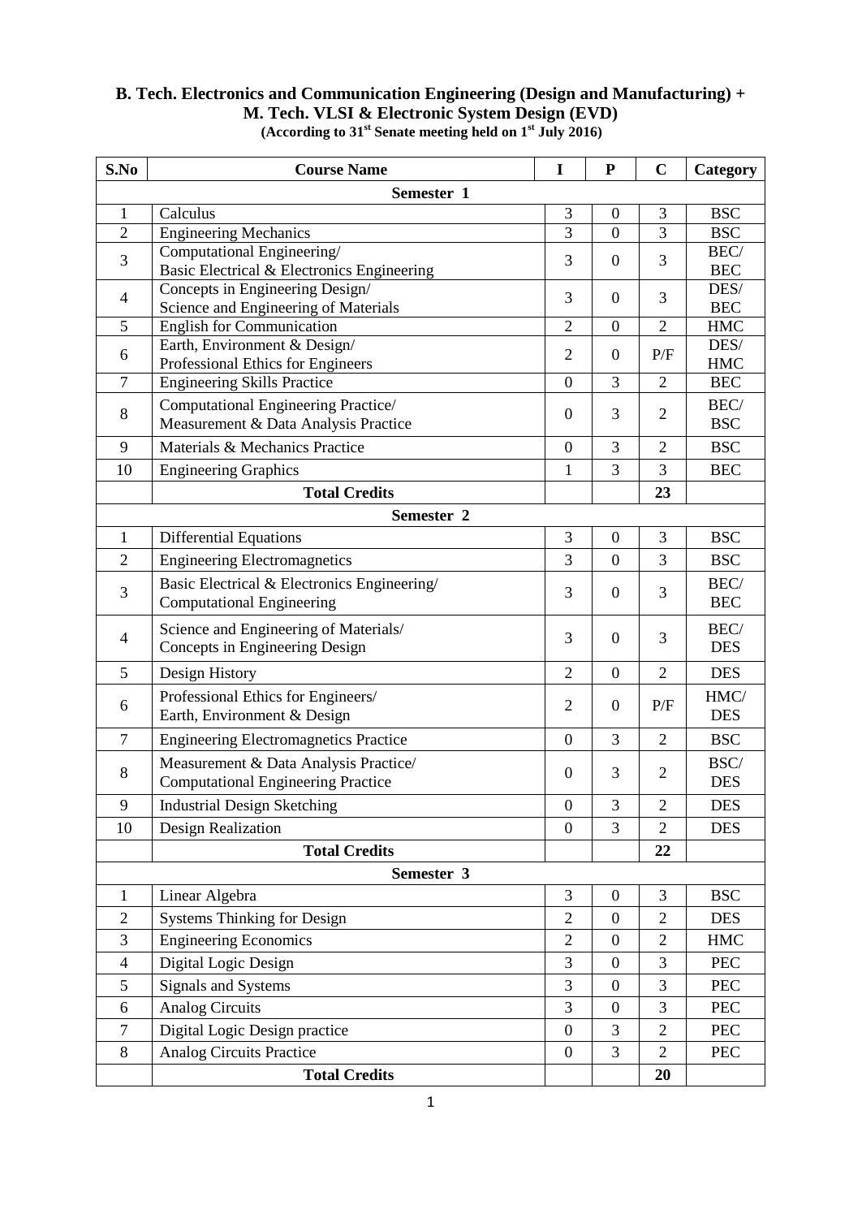# B. Tech. Electronics and Communication Engineering (Design and Manufacturing) + M. Tech. VLSI & Electronic System Design (EVD)

**(According to 31st Senate meeting held on 1st July 2016)**

| S.No | Course Name | I | P | C | Category |
|---|---|---|---|---|---|
| **Semester 1** | | | | | |
| 1 | Calculus | 3 | 0 | 3 | BSC |
| 2 | Engineering Mechanics | 3 | 0 | 3 | BSC |
| 3 | Computational Engineering/ Basic Electrical & Electronics Engineering | 3 | 0 | 3 | BEC/ BEC |
| 4 | Concepts in Engineering Design/ Science and Engineering of Materials | 3 | 0 | 3 | DES/ BEC |
| 5 | English for Communication | 2 | 0 | 2 | HMC |
| 6 | Earth, Environment & Design/ Professional Ethics for Engineers | 2 | 0 | P/F | DES/ HMC |
| 7 | Engineering Skills Practice | 0 | 3 | 2 | BEC |
| 8 | Computational Engineering Practice/ Measurement & Data Analysis Practice | 0 | 3 | 2 | BEC/ BSC |
| 9 | Materials & Mechanics Practice | 0 | 3 | 2 | BSC |
| 10 | Engineering Graphics | 1 | 3 | 3 | BEC |
| | **Total Credits** | | | **23** | |
| **Semester 2** | | | | | |
| 1 | Differential Equations | 3 | 0 | 3 | BSC |
| 2 | Engineering Electromagnetics | 3 | 0 | 3 | BSC |
| 3 | Basic Electrical & Electronics Engineering/ Computational Engineering | 3 | 0 | 3 | BEC/ BEC |
| 4 | Science and Engineering of Materials/ Concepts in Engineering Design | 3 | 0 | 3 | BEC/ DES |
| 5 | Design History | 2 | 0 | 2 | DES |
| 6 | Professional Ethics for Engineers/ Earth, Environment & Design | 2 | 0 | P/F | HMC/ DES |
| 7 | Engineering Electromagnetics Practice | 0 | 3 | 2 | BSC |
| 8 | Measurement & Data Analysis Practice/ Computational Engineering Practice | 0 | 3 | 2 | BSC/ DES |
| 9 | Industrial Design Sketching | 0 | 3 | 2 | DES |
| 10 | Design Realization | 0 | 3 | 2 | DES |
| | **Total Credits** | | | **22** | |
| **Semester 3** | | | | | |
| 1 | Linear Algebra | 3 | 0 | 3 | BSC |
| 2 | Systems Thinking for Design | 2 | 0 | 2 | DES |
| 3 | Engineering Economics | 2 | 0 | 2 | HMC |
| 4 | Digital Logic Design | 3 | 0 | 3 | PEC |
| 5 | Signals and Systems | 3 | 0 | 3 | PEC |
| 6 | Analog Circuits | 3 | 0 | 3 | PEC |
| 7 | Digital Logic Design practice | 0 | 3 | 2 | PEC |
| 8 | Analog Circuits Practice | 0 | 3 | 2 | PEC |
| | **Total Credits** | | | **20** | |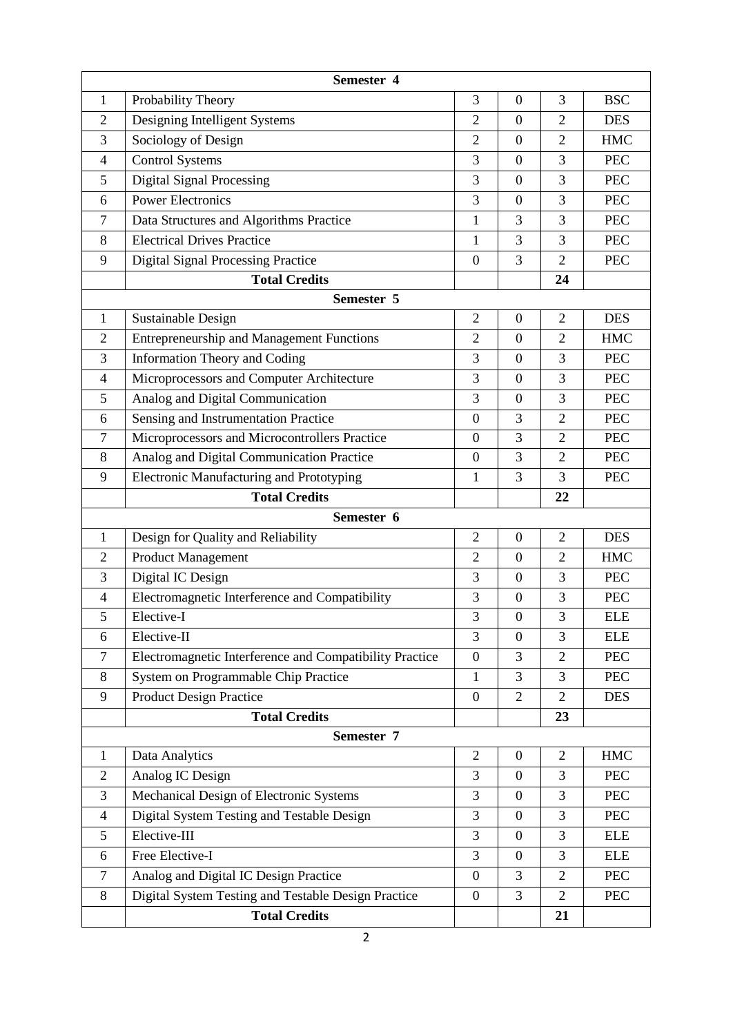| | | | | | |
|---|---|---|---|---|---|
| **Semester 4** | | | | | |
| 1 | Probability Theory | 3 | 0 | 3 | BSC |
| 2 | Designing Intelligent Systems | 2 | 0 | 2 | DES |
| 3 | Sociology of Design | 2 | 0 | 2 | HMC |
| 4 | Control Systems | 3 | 0 | 3 | PEC |
| 5 | Digital Signal Processing | 3 | 0 | 3 | PEC |
| 6 | Power Electronics | 3 | 0 | 3 | PEC |
| 7 | Data Structures and Algorithms Practice | 1 | 3 | 3 | PEC |
| 8 | Electrical Drives Practice | 1 | 3 | 3 | PEC |
| 9 | Digital Signal Processing Practice | 0 | 3 | 2 | PEC |
| | **Total Credits** | | | **24** | |
| **Semester 5** | | | | | |
| 1 | Sustainable Design | 2 | 0 | 2 | DES |
| 2 | Entrepreneurship and Management Functions | 2 | 0 | 2 | HMC |
| 3 | Information Theory and Coding | 3 | 0 | 3 | PEC |
| 4 | Microprocessors and Computer Architecture | 3 | 0 | 3 | PEC |
| 5 | Analog and Digital Communication | 3 | 0 | 3 | PEC |
| 6 | Sensing and Instrumentation Practice | 0 | 3 | 2 | PEC |
| 7 | Microprocessors and Microcontrollers Practice | 0 | 3 | 2 | PEC |
| 8 | Analog and Digital Communication Practice | 0 | 3 | 2 | PEC |
| 9 | Electronic Manufacturing and Prototyping | 1 | 3 | 3 | PEC |
| | **Total Credits** | | | **22** | |
| **Semester 6** | | | | | |
| 1 | Design for Quality and Reliability | 2 | 0 | 2 | DES |
| 2 | Product Management | 2 | 0 | 2 | HMC |
| 3 | Digital IC Design | 3 | 0 | 3 | PEC |
| 4 | Electromagnetic Interference and Compatibility | 3 | 0 | 3 | PEC |
| 5 | Elective-I | 3 | 0 | 3 | ELE |
| 6 | Elective-II | 3 | 0 | 3 | ELE |
| 7 | Electromagnetic Interference and Compatibility Practice | 0 | 3 | 2 | PEC |
| 8 | System on Programmable Chip Practice | 1 | 3 | 3 | PEC |
| 9 | Product Design Practice | 0 | 2 | 2 | DES |
| | **Total Credits** | | | **23** | |
| **Semester 7** | | | | | |
| 1 | Data Analytics | 2 | 0 | 2 | HMC |
| 2 | Analog IC Design | 3 | 0 | 3 | PEC |
| 3 | Mechanical Design of Electronic Systems | 3 | 0 | 3 | PEC |
| 4 | Digital System Testing and Testable Design | 3 | 0 | 3 | PEC |
| 5 | Elective-III | 3 | 0 | 3 | ELE |
| 6 | Free Elective-I | 3 | 0 | 3 | ELE |
| 7 | Analog and Digital IC Design Practice | 0 | 3 | 2 | PEC |
| 8 | Digital System Testing and Testable Design Practice | 0 | 3 | 2 | PEC |
| | **Total Credits** | | | **21** | |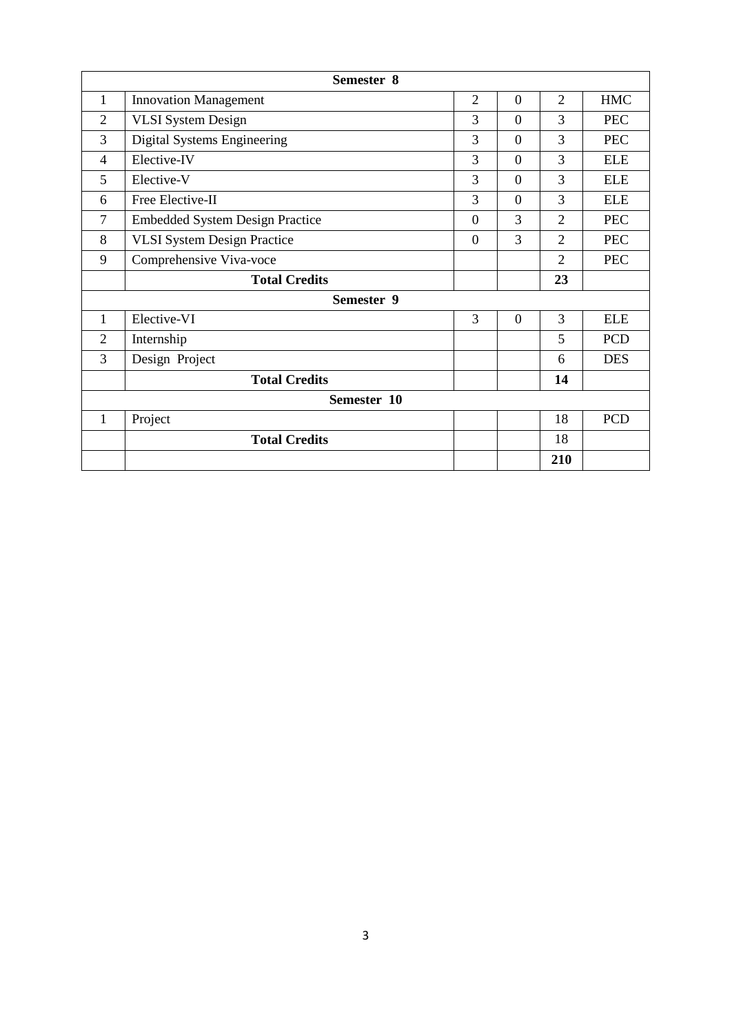| | | | | | |
|---|---|---|---|---|---|
| | **Semester 8** | | | | |
| 1 | Innovation Management | 2 | 0 | 2 | HMC |
| 2 | VLSI System Design | 3 | 0 | 3 | PEC |
| 3 | Digital Systems Engineering | 3 | 0 | 3 | PEC |
| 4 | Elective-IV | 3 | 0 | 3 | ELE |
| 5 | Elective-V | 3 | 0 | 3 | ELE |
| 6 | Free Elective-II | 3 | 0 | 3 | ELE |
| 7 | Embedded System Design Practice | 0 | 3 | 2 | PEC |
| 8 | VLSI System Design Practice | 0 | 3 | 2 | PEC |
| 9 | Comprehensive Viva-voce | | | 2 | PEC |
| | **Total Credits** | | | **23** | |
| | **Semester 9** | | | | |
| 1 | Elective-VI | 3 | 0 | 3 | ELE |
| 2 | Internship | | | 5 | PCD |
| 3 | Design Project | | | 6 | DES |
| | **Total Credits** | | | **14** | |
| | **Semester 10** | | | | |
| 1 | Project | | | 18 | PCD |
| | **Total Credits** | | | 18 | |
| | | | | **210** | |